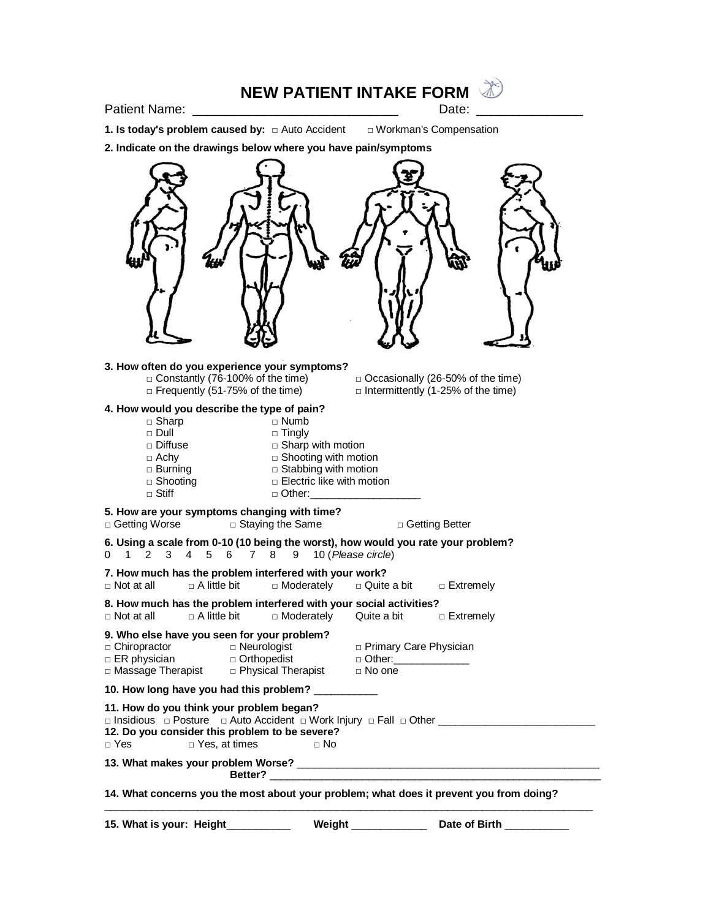# NEW PATIENT INTAKE FORM

Patient Name: _____________________________ Date: _______________

**1. Is today's problem caused by:** □ Auto Accident □ Workman's Compensation

**2. Indicate on the drawings below where you have pain/symptoms**

**3. How often do you experience your symptoms?**

- □ Constantly (76-100% of the time)
- □ Frequently (51-75% of the time)
- □ Occasionally (26-50% of the time)
- □ Intermittently (1-25% of the time)

**4. How would you describe the type of pain?**

- □ Sharp
- □ Dull
- □ Diffuse
- □ Achy
- □ Burning
- □ Shooting
- □ Stiff
- □ Numb
- □ Tingly
- □ Sharp with motion
- □ Shooting with motion
- □ Stabbing with motion
- □ Electric like with motion
- □ Other:___________________

**5. How are your symptoms changing with time?**

□ Getting Worse □ Staying the Same □ Getting Better

**6. Using a scale from 0-10 (10 being the worst), how would you rate your problem?**

0 1 2 3 4 5 6 7 8 9 10 (*Please circle*)

**7. How much has the problem interfered with your work?**

□ Not at all □ A little bit □ Moderately □ Quite a bit □ Extremely

**8. How much has the problem interfered with your social activities?**

□ Not at all □ A little bit □ Moderately Quite a bit □ Extremely

**9. Who else have you seen for your problem?**

- □ Chiropractor
- □ ER physician
- □ Massage Therapist
- □ Neurologist
- □ Orthopedist
- □ Physical Therapist
- □ Primary Care Physician
- □ Other:_____________
- □ No one

**10. How long have you had this problem?** __________

**11. How do you think your problem began?**

□ Insidious □ Posture □ Auto Accident □ Work Injury □ Fall □ Other __________________________

**12. Do you consider this problem to be severe?**

□ Yes □ Yes, at times □ No

**13. What makes your problem Worse?** ____________________________________________________

**Better?** ____________________________________________________________

**14. What concerns you the most about your problem; what does it prevent you from doing?**

_________________________________________________________________________________

**15. What is your: Height**___________ **Weight** _____________ **Date of Birth** ___________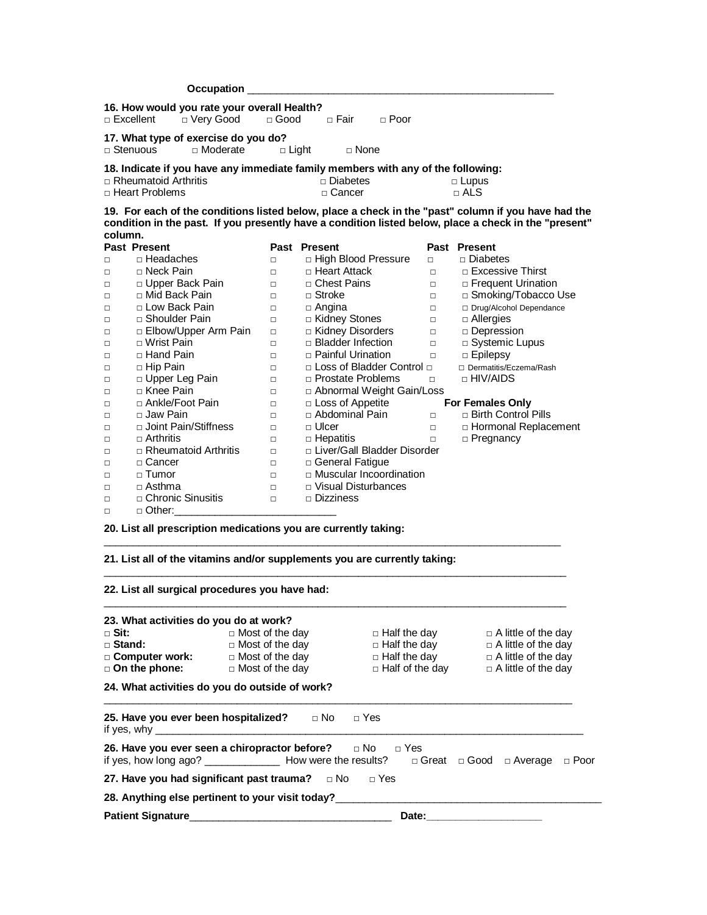**Occupation** ___________________________________________________

**16. How would you rate your overall Health?**
□ Excellent □ Very Good □ Good □ Fair □ Poor

**17. What type of exercise do you do?**
□ Stenuous □ Moderate □ Light □ None

**18. Indicate if you have any immediate family members with any of the following:**
□ Rheumatoid Arthritis □ Diabetes □ Lupus
□ Heart Problems □ Cancer □ ALS

**19. For each of the conditions listed below, place a check in the "past" column if you have had the condition in the past. If you presently have a condition listed below, place a check in the "present" column.**

| Past | Present | Past | Present | Past | Present |
|---|---|---|---|---|---|
| □ | □ Headaches | □ | □ High Blood Pressure | □ | □ Diabetes |
| □ | □ Neck Pain | □ | □ Heart Attack | □ | □ Excessive Thirst |
| □ | □ Upper Back Pain | □ | □ Chest Pains | □ | □ Frequent Urination |
| □ | □ Mid Back Pain | □ | □ Stroke | □ | □ Smoking/Tobacco Use |
| □ | □ Low Back Pain | □ | □ Angina | □ | □ Drug/Alcohol Dependance |
| □ | □ Shoulder Pain | □ | □ Kidney Stones | □ | □ Allergies |
| □ | □ Elbow/Upper Arm Pain | □ | □ Kidney Disorders | □ | □ Depression |
| □ | □ Wrist Pain | □ | □ Bladder Infection | □ | □ Systemic Lupus |
| □ | □ Hand Pain | □ | □ Painful Urination | □ | □ Epilepsy |
| □ | □ Hip Pain | □ | □ Loss of Bladder Control | □ | □ Dermatitis/Eczema/Rash |
| □ | □ Upper Leg Pain | □ | □ Prostate Problems | □ | □ HIV/AIDS |
| □ | □ Knee Pain | □ | □ Abnormal Weight Gain/Loss | | |
| □ | □ Ankle/Foot Pain | □ | □ Loss of Appetite | **For Females Only** | |
| □ | □ Jaw Pain | □ | □ Abdominal Pain | □ | □ Birth Control Pills |
| □ | □ Joint Pain/Stiffness | □ | □ Ulcer | □ | □ Hormonal Replacement |
| □ | □ Arthritis | □ | □ Hepatitis | □ | □ Pregnancy |
| □ | □ Rheumatoid Arthritis | □ | □ Liver/Gall Bladder Disorder | | |
| □ | □ Cancer | □ | □ General Fatigue | | |
| □ | □ Tumor | □ | □ Muscular Incoordination | | |
| □ | □ Asthma | □ | □ Visual Disturbances | | |
| □ | □ Chronic Sinusitis | □ | □ Dizziness | | |
| □ | □ Other:___________________________ | | | | |

**20. List all prescription medications you are currently taking:**

_______________________________________________________________________________

**21. List all of the vitamins and/or supplements you are currently taking:**

_______________________________________________________________________________

**22. List all surgical procedures you have had:**

_______________________________________________________________________________

**23. What activities do you do at work?**

| | | | |
|---|---|---|---|
| □ **Sit:** | □ Most of the day | □ Half the day | □ A little of the day |
| □ **Stand:** | □ Most of the day | □ Half the day | □ A little of the day |
| □ **Computer work:** | □ Most of the day | □ Half the day | □ A little of the day |
| □ **On the phone:** | □ Most of the day | □ Half of the day | □ A little of the day |

**24. What activities do you do outside of work?**

_______________________________________________________________________________

**25. Have you ever been hospitalized?** □ No □ Yes
if yes, why _______________________________________________________________________

**26. Have you ever seen a chiropractor before?** □ No □ Yes
if yes, how long ago? _____________ How were the results? □ Great □ Good □ Average □ Poor

**27. Have you had significant past trauma?** □ No □ Yes

**28. Anything else pertinent to your visit today?**_____________________________________________

**Patient Signature**___________________________________ **Date:**___________________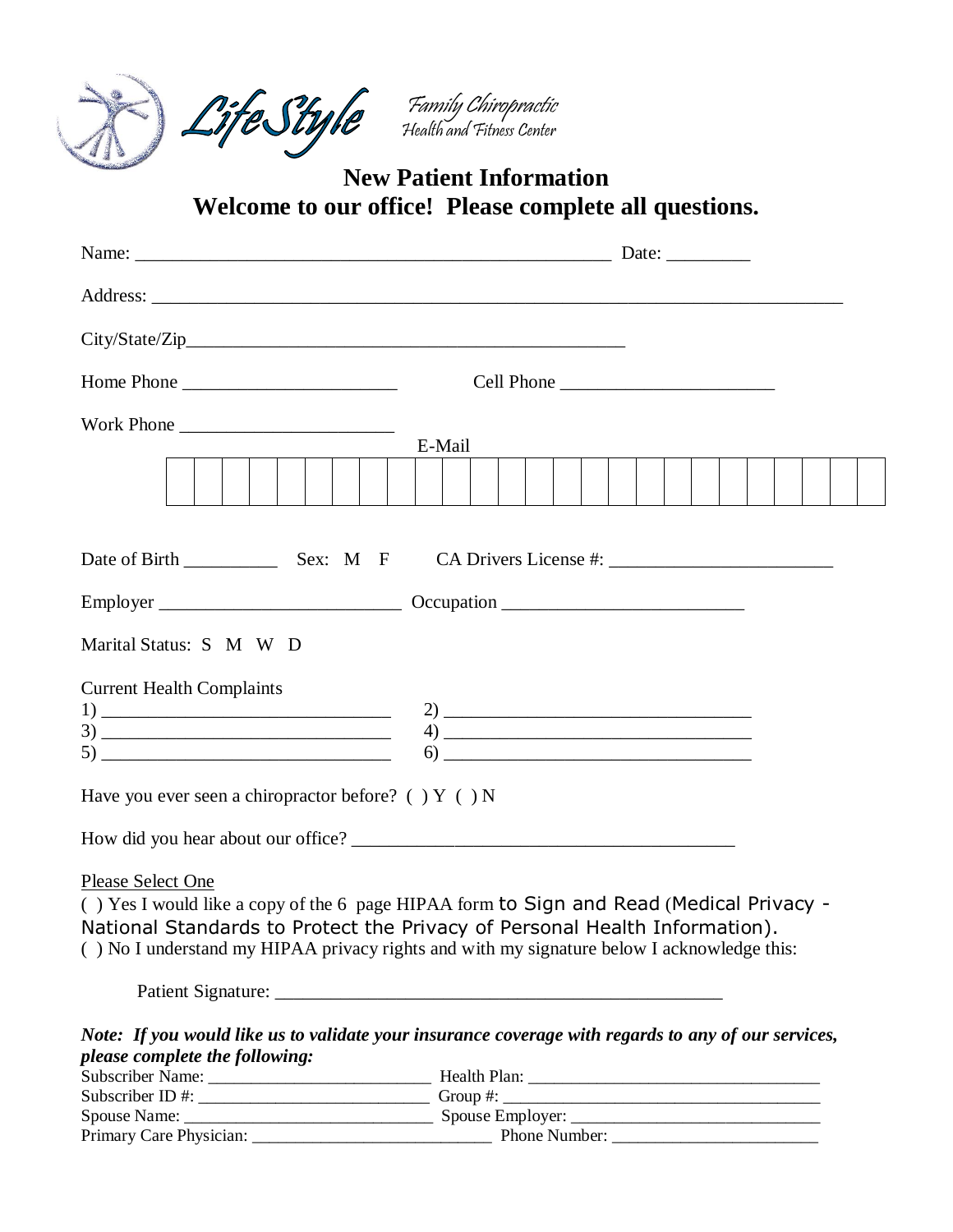LifeStyle Family Chiropractic Health and Fitness Center

# New Patient Information
## Welcome to our office! Please complete all questions.

Name: ______________________________________________________ Date: _________

Address: ______________________________________________________________________________

City/State/Zip__________________________________________________

Home Phone ________________________ Cell Phone ________________________

Work Phone ________________________

E-Mail

| | | | | | | | | | | | | | | | | | | | | | | | | | |
|---|---|---|---|---|---|---|---|---|---|---|---|---|---|---|---|---|---|---|---|---|---|---|---|---|---|
| | | | | | | | | | | | | | | | | | | | | | | | | | |

Date of Birth __________ Sex: M F CA Drivers License #: ________________________

Employer __________________________ Occupation __________________________

Marital Status: S M W D

Current Health Complaints

1) ________________________________ 2) __________________________________
3) ________________________________ 4) __________________________________
5) ________________________________ 6) __________________________________

Have you ever seen a chiropractor before? ( ) Y ( ) N

How did you hear about our office? ________________________________________

Please Select One

( ) Yes I would like a copy of the 6 page HIPAA form to Sign and Read (Medical Privacy - National Standards to Protect the Privacy of Personal Health Information).
( ) No I understand my HIPAA privacy rights and with my signature below I acknowledge this:

Patient Signature: __________________________________________________

***Note: If you would like us to validate your insurance coverage with regards to any of our services, please complete the following:***

Subscriber Name: ___________________________ Health Plan: ___________________________________
Subscriber ID #: ___________________________ Group #: _______________________________________
Spouse Name: ______________________________ Spouse Employer: ______________________________
Primary Care Physician: _____________________________ Phone Number: _________________________